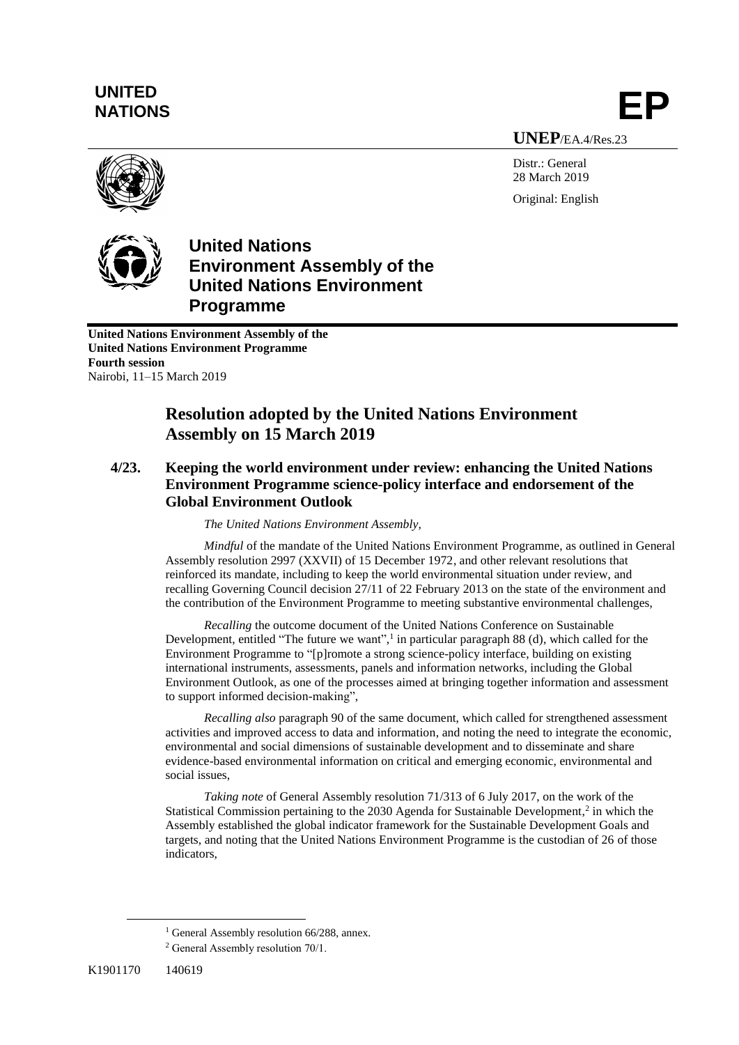**UNITED NATIONS**

**EP**

**UNEP**/EA.4/Res.23

Distr.: General
28 March 2019

Original: English

# United Nations Environment Assembly of the United Nations Environment Programme

**United Nations Environment Assembly of the United Nations Environment Programme**
**Fourth session**
Nairobi, 11–15 March 2019

## Resolution adopted by the United Nations Environment Assembly on 15 March 2019

### 4/23. Keeping the world environment under review: enhancing the United Nations Environment Programme science-policy interface and endorsement of the Global Environment Outlook

*The United Nations Environment Assembly,*

*Mindful* of the mandate of the United Nations Environment Programme, as outlined in General Assembly resolution 2997 (XXVII) of 15 December 1972, and other relevant resolutions that reinforced its mandate, including to keep the world environmental situation under review, and recalling Governing Council decision 27/11 of 22 February 2013 on the state of the environment and the contribution of the Environment Programme to meeting substantive environmental challenges,

*Recalling* the outcome document of the United Nations Conference on Sustainable Development, entitled "The future we want",[1] in particular paragraph 88 (d), which called for the Environment Programme to "[p]romote a strong science-policy interface, building on existing international instruments, assessments, panels and information networks, including the Global Environment Outlook, as one of the processes aimed at bringing together information and assessment to support informed decision-making",

*Recalling also* paragraph 90 of the same document, which called for strengthened assessment activities and improved access to data and information, and noting the need to integrate the economic, environmental and social dimensions of sustainable development and to disseminate and share evidence-based environmental information on critical and emerging economic, environmental and social issues,

*Taking note* of General Assembly resolution 71/313 of 6 July 2017, on the work of the Statistical Commission pertaining to the 2030 Agenda for Sustainable Development,[2] in which the Assembly established the global indicator framework for the Sustainable Development Goals and targets, and noting that the United Nations Environment Programme is the custodian of 26 of those indicators,

[1] General Assembly resolution 66/288, annex.

[2] General Assembly resolution 70/1.

K1901170 140619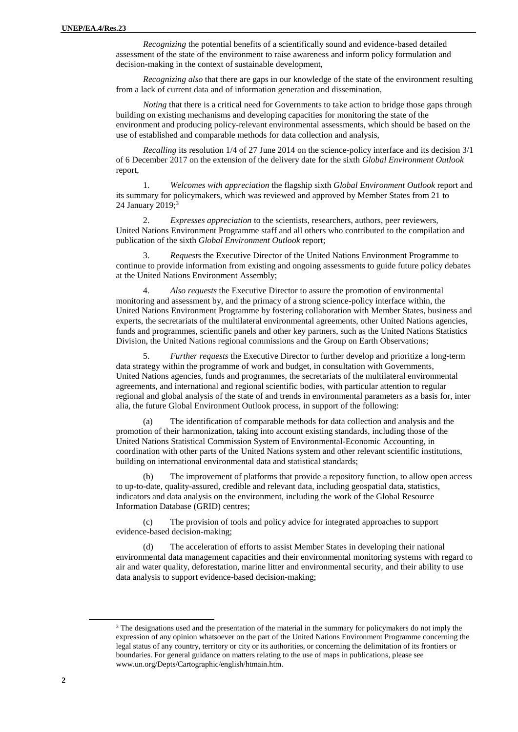*Recognizing* the potential benefits of a scientifically sound and evidence-based detailed assessment of the state of the environment to raise awareness and inform policy formulation and decision-making in the context of sustainable development,

*Recognizing also* that there are gaps in our knowledge of the state of the environment resulting from a lack of current data and of information generation and dissemination,

*Noting* that there is a critical need for Governments to take action to bridge those gaps through building on existing mechanisms and developing capacities for monitoring the state of the environment and producing policy-relevant environmental assessments, which should be based on the use of established and comparable methods for data collection and analysis,

*Recalling* its resolution 1/4 of 27 June 2014 on the science-policy interface and its decision 3/1 of 6 December 2017 on the extension of the delivery date for the sixth *Global Environment Outlook* report,

1. *Welcomes with appreciation* the flagship sixth *Global Environment Outlook* report and its summary for policymakers, which was reviewed and approved by Member States from 21 to 24 January 2019;[3]

2. *Expresses appreciation* to the scientists, researchers, authors, peer reviewers, United Nations Environment Programme staff and all others who contributed to the compilation and publication of the sixth *Global Environment Outlook* report;

3. *Requests* the Executive Director of the United Nations Environment Programme to continue to provide information from existing and ongoing assessments to guide future policy debates at the United Nations Environment Assembly;

4. *Also requests* the Executive Director to assure the promotion of environmental monitoring and assessment by, and the primacy of a strong science-policy interface within, the United Nations Environment Programme by fostering collaboration with Member States, business and experts, the secretariats of the multilateral environmental agreements, other United Nations agencies, funds and programmes, scientific panels and other key partners, such as the United Nations Statistics Division, the United Nations regional commissions and the Group on Earth Observations;

5. *Further requests* the Executive Director to further develop and prioritize a long-term data strategy within the programme of work and budget, in consultation with Governments, United Nations agencies, funds and programmes, the secretariats of the multilateral environmental agreements, and international and regional scientific bodies, with particular attention to regular regional and global analysis of the state of and trends in environmental parameters as a basis for, inter alia, the future Global Environment Outlook process, in support of the following:

(a) The identification of comparable methods for data collection and analysis and the promotion of their harmonization, taking into account existing standards, including those of the United Nations Statistical Commission System of Environmental-Economic Accounting, in coordination with other parts of the United Nations system and other relevant scientific institutions, building on international environmental data and statistical standards;

(b) The improvement of platforms that provide a repository function, to allow open access to up-to-date, quality-assured, credible and relevant data, including geospatial data, statistics, indicators and data analysis on the environment, including the work of the Global Resource Information Database (GRID) centres;

(c) The provision of tools and policy advice for integrated approaches to support evidence-based decision-making;

(d) The acceleration of efforts to assist Member States in developing their national environmental data management capacities and their environmental monitoring systems with regard to air and water quality, deforestation, marine litter and environmental security, and their ability to use data analysis to support evidence-based decision-making;

---

[3] The designations used and the presentation of the material in the summary for policymakers do not imply the expression of any opinion whatsoever on the part of the United Nations Environment Programme concerning the legal status of any country, territory or city or its authorities, or concerning the delimitation of its frontiers or boundaries. For general guidance on matters relating to the use of maps in publications, please see www.un.org/Depts/Cartographic/english/htmain.htm.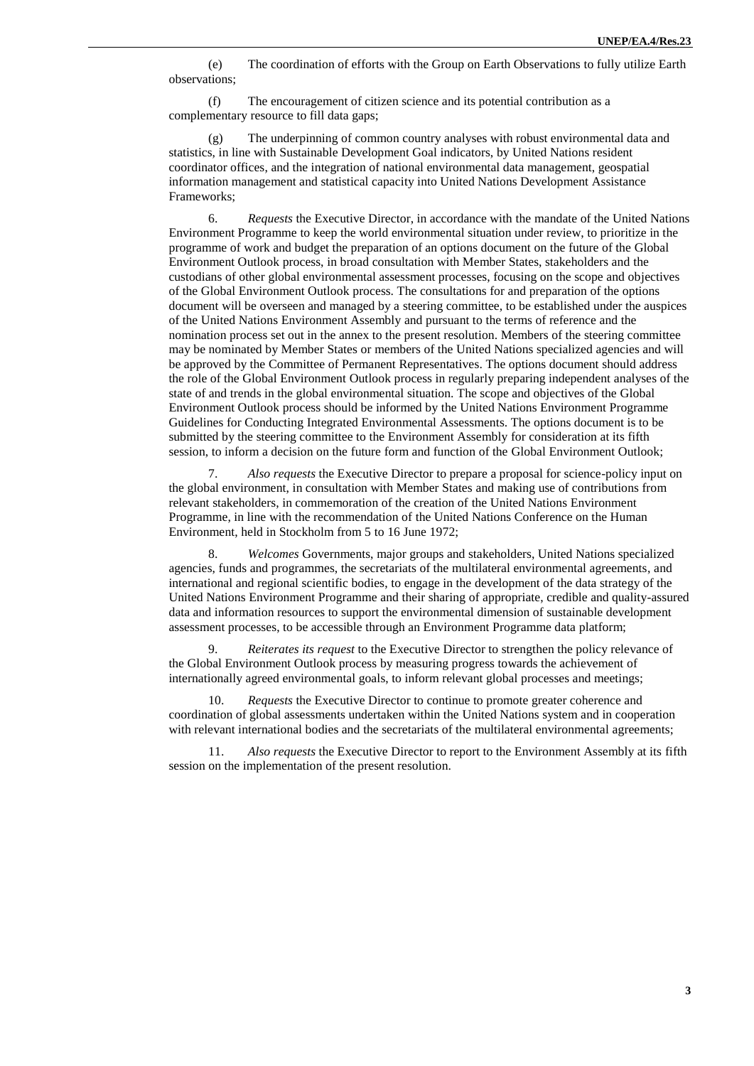(e) The coordination of efforts with the Group on Earth Observations to fully utilize Earth observations;

(f) The encouragement of citizen science and its potential contribution as a complementary resource to fill data gaps;

(g) The underpinning of common country analyses with robust environmental data and statistics, in line with Sustainable Development Goal indicators, by United Nations resident coordinator offices, and the integration of national environmental data management, geospatial information management and statistical capacity into United Nations Development Assistance Frameworks;

6. *Requests* the Executive Director, in accordance with the mandate of the United Nations Environment Programme to keep the world environmental situation under review, to prioritize in the programme of work and budget the preparation of an options document on the future of the Global Environment Outlook process, in broad consultation with Member States, stakeholders and the custodians of other global environmental assessment processes, focusing on the scope and objectives of the Global Environment Outlook process. The consultations for and preparation of the options document will be overseen and managed by a steering committee, to be established under the auspices of the United Nations Environment Assembly and pursuant to the terms of reference and the nomination process set out in the annex to the present resolution. Members of the steering committee may be nominated by Member States or members of the United Nations specialized agencies and will be approved by the Committee of Permanent Representatives. The options document should address the role of the Global Environment Outlook process in regularly preparing independent analyses of the state of and trends in the global environmental situation. The scope and objectives of the Global Environment Outlook process should be informed by the United Nations Environment Programme Guidelines for Conducting Integrated Environmental Assessments. The options document is to be submitted by the steering committee to the Environment Assembly for consideration at its fifth session, to inform a decision on the future form and function of the Global Environment Outlook;

7. *Also requests* the Executive Director to prepare a proposal for science-policy input on the global environment, in consultation with Member States and making use of contributions from relevant stakeholders, in commemoration of the creation of the United Nations Environment Programme, in line with the recommendation of the United Nations Conference on the Human Environment, held in Stockholm from 5 to 16 June 1972;

8. *Welcomes* Governments, major groups and stakeholders, United Nations specialized agencies, funds and programmes, the secretariats of the multilateral environmental agreements, and international and regional scientific bodies, to engage in the development of the data strategy of the United Nations Environment Programme and their sharing of appropriate, credible and quality-assured data and information resources to support the environmental dimension of sustainable development assessment processes, to be accessible through an Environment Programme data platform;

9. *Reiterates its request* to the Executive Director to strengthen the policy relevance of the Global Environment Outlook process by measuring progress towards the achievement of internationally agreed environmental goals, to inform relevant global processes and meetings;

10. *Requests* the Executive Director to continue to promote greater coherence and coordination of global assessments undertaken within the United Nations system and in cooperation with relevant international bodies and the secretariats of the multilateral environmental agreements;

11. *Also requests* the Executive Director to report to the Environment Assembly at its fifth session on the implementation of the present resolution.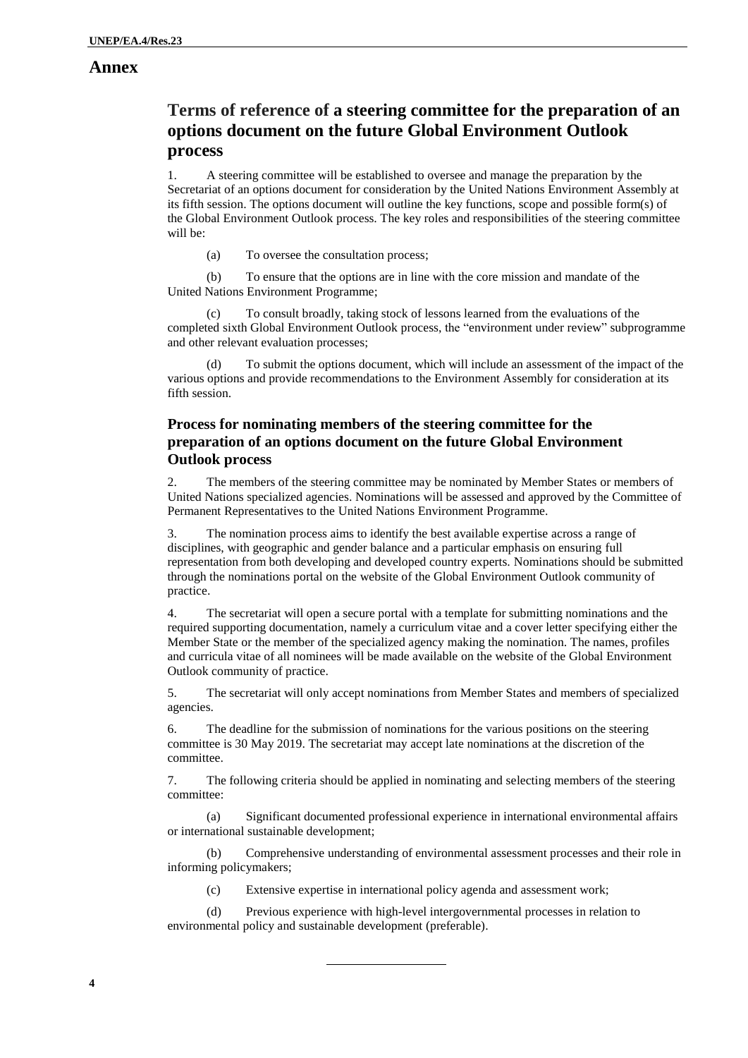# Annex

## Terms of reference of a steering committee for the preparation of an options document on the future Global Environment Outlook process

1. A steering committee will be established to oversee and manage the preparation by the Secretariat of an options document for consideration by the United Nations Environment Assembly at its fifth session. The options document will outline the key functions, scope and possible form(s) of the Global Environment Outlook process. The key roles and responsibilities of the steering committee will be:

   (a) To oversee the consultation process;

   (b) To ensure that the options are in line with the core mission and mandate of the United Nations Environment Programme;

   (c) To consult broadly, taking stock of lessons learned from the evaluations of the completed sixth Global Environment Outlook process, the "environment under review" subprogramme and other relevant evaluation processes;

   (d) To submit the options document, which will include an assessment of the impact of the various options and provide recommendations to the Environment Assembly for consideration at its fifth session.

### Process for nominating members of the steering committee for the preparation of an options document on the future Global Environment Outlook process

2. The members of the steering committee may be nominated by Member States or members of United Nations specialized agencies. Nominations will be assessed and approved by the Committee of Permanent Representatives to the United Nations Environment Programme.

3. The nomination process aims to identify the best available expertise across a range of disciplines, with geographic and gender balance and a particular emphasis on ensuring full representation from both developing and developed country experts. Nominations should be submitted through the nominations portal on the website of the Global Environment Outlook community of practice.

4. The secretariat will open a secure portal with a template for submitting nominations and the required supporting documentation, namely a curriculum vitae and a cover letter specifying either the Member State or the member of the specialized agency making the nomination. The names, profiles and curricula vitae of all nominees will be made available on the website of the Global Environment Outlook community of practice.

5. The secretariat will only accept nominations from Member States and members of specialized agencies.

6. The deadline for the submission of nominations for the various positions on the steering committee is 30 May 2019. The secretariat may accept late nominations at the discretion of the committee.

7. The following criteria should be applied in nominating and selecting members of the steering committee:

   (a) Significant documented professional experience in international environmental affairs or international sustainable development;

   (b) Comprehensive understanding of environmental assessment processes and their role in informing policymakers;

   (c) Extensive expertise in international policy agenda and assessment work;

   (d) Previous experience with high-level intergovernmental processes in relation to environmental policy and sustainable development (preferable).